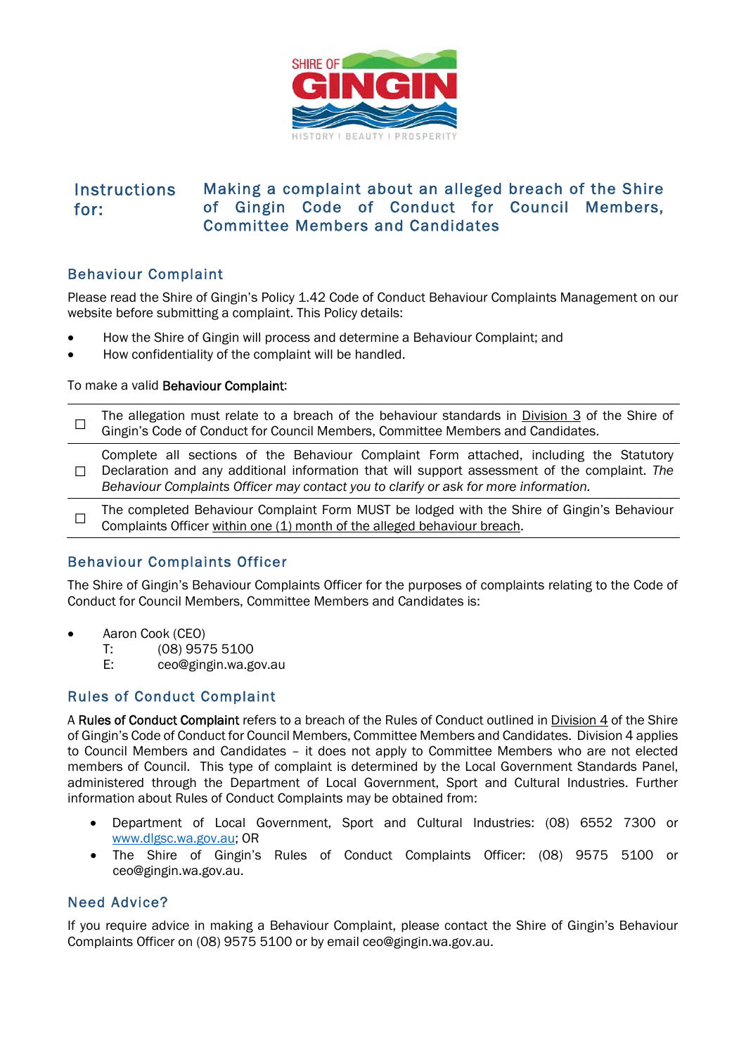SHIRE OF GINGIN

HISTORY | BEAUTY | PROSPERITY

# Instructions for: Making a complaint about an alleged breach of the Shire of Gingin Code of Conduct for Council Members, Committee Members and Candidates

## Behaviour Complaint

Please read the Shire of Gingin's Policy 1.42 Code of Conduct Behaviour Complaints Management on our website before submitting a complaint. This Policy details:

- How the Shire of Gingin will process and determine a Behaviour Complaint; and
- How confidentiality of the complaint will be handled.

To make a valid **Behaviour Complaint**:

| | |
|---|---|
| ☐ | The allegation must relate to a breach of the behaviour standards in Division 3 of the Shire of Gingin's Code of Conduct for Council Members, Committee Members and Candidates. |
| ☐ | Complete all sections of the Behaviour Complaint Form attached, including the Statutory Declaration and any additional information that will support assessment of the complaint. *The Behaviour Complaints Officer may contact you to clarify or ask for more information.* |
| ☐ | The completed Behaviour Complaint Form MUST be lodged with the Shire of Gingin's Behaviour Complaints Officer within one (1) month of the alleged behaviour breach. |

## Behaviour Complaints Officer

The Shire of Gingin's Behaviour Complaints Officer for the purposes of complaints relating to the Code of Conduct for Council Members, Committee Members and Candidates is:

- Aaron Cook (CEO)
  T: (08) 9575 5100
  E: ceo@gingin.wa.gov.au

## Rules of Conduct Complaint

A **Rules of Conduct Complaint** refers to a breach of the Rules of Conduct outlined in Division 4 of the Shire of Gingin's Code of Conduct for Council Members, Committee Members and Candidates. Division 4 applies to Council Members and Candidates – it does not apply to Committee Members who are not elected members of Council. This type of complaint is determined by the Local Government Standards Panel, administered through the Department of Local Government, Sport and Cultural Industries. Further information about Rules of Conduct Complaints may be obtained from:

- Department of Local Government, Sport and Cultural Industries: (08) 6552 7300 or www.dlgsc.wa.gov.au; OR
- The Shire of Gingin's Rules of Conduct Complaints Officer: (08) 9575 5100 or ceo@gingin.wa.gov.au.

## Need Advice?

If you require advice in making a Behaviour Complaint, please contact the Shire of Gingin's Behaviour Complaints Officer on (08) 9575 5100 or by email ceo@gingin.wa.gov.au.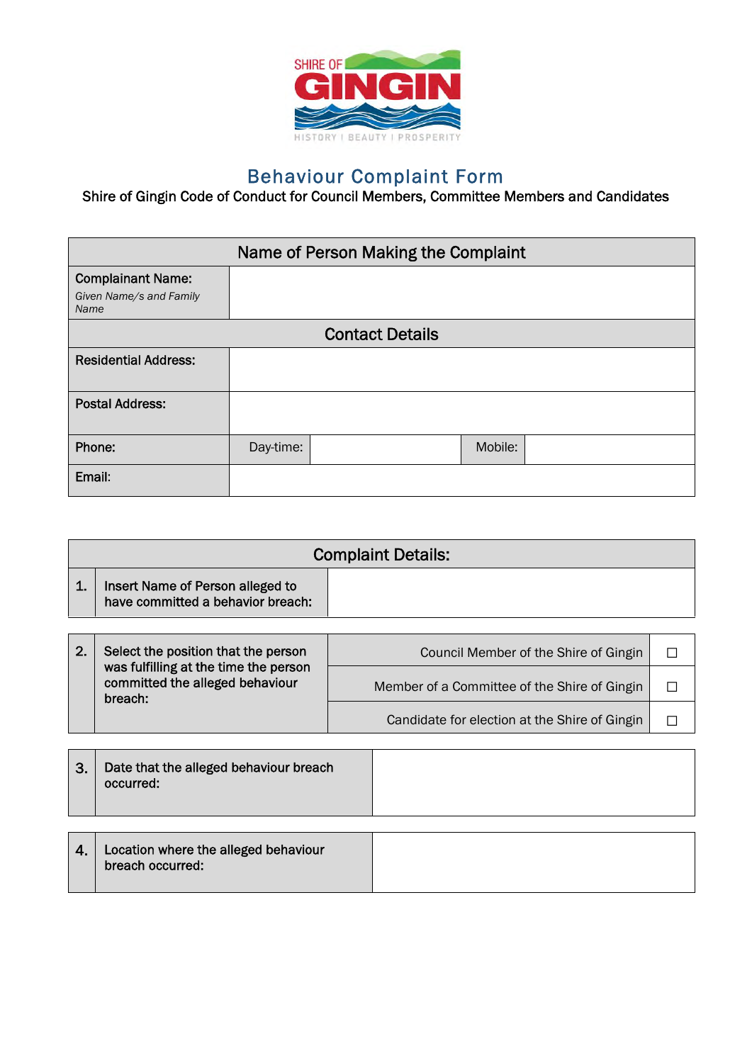SHIRE OF GINGIN

HISTORY | BEAUTY | PROSPERITY

# Behaviour Complaint Form

Shire of Gingin Code of Conduct for Council Members, Committee Members and Candidates

| Name of Person Making the Complaint | | | | |
|---|---|---|---|---|
| **Complainant Name:** *Given Name/s and Family Name* | | | | |
| **Contact Details** | | | | |
| **Residential Address:** | | | | |
| **Postal Address:** | | | | |
| **Phone:** | Day-time: | | Mobile: | |
| **Email:** | | | | |

| Complaint Details: | | | |
|---|---|---|---|
| 1. | Insert Name of Person alleged to have committed a behavior breach: | | |
| 2. | Select the position that the person was fulfilling at the time the person committed the alleged behaviour breach: | Council Member of the Shire of Gingin | ☐ |
| | | Member of a Committee of the Shire of Gingin | ☐ |
| | | Candidate for election at the Shire of Gingin | ☐ |
| 3. | Date that the alleged behaviour breach occurred: | | |
| 4. | Location where the alleged behaviour breach occurred: | | |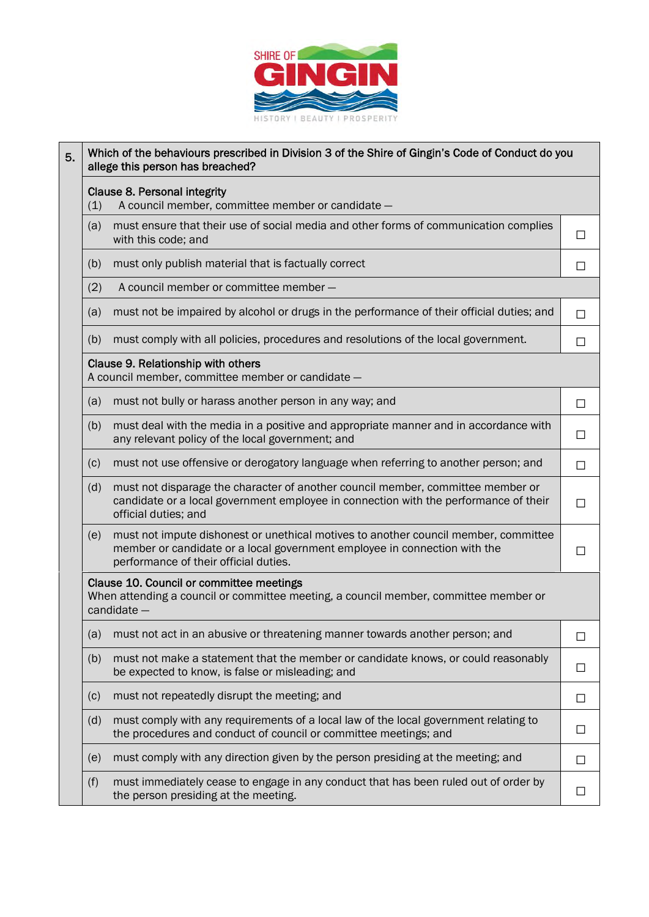| 5. | Which of the behaviours prescribed in Division 3 of the Shire of Gingin's Code of Conduct do you allege this person has breached? | |
|---|---|---|
| | **Clause 8. Personal integrity**<br>(1) A council member, committee member or candidate — | |
| | (a) must ensure that their use of social media and other forms of communication complies with this code; and | ☐ |
| | (b) must only publish material that is factually correct | ☐ |
| | (2) A council member or committee member — | |
| | (a) must not be impaired by alcohol or drugs in the performance of their official duties; and | ☐ |
| | (b) must comply with all policies, procedures and resolutions of the local government. | ☐ |
| | **Clause 9. Relationship with others**<br>A council member, committee member or candidate — | |
| | (a) must not bully or harass another person in any way; and | ☐ |
| | (b) must deal with the media in a positive and appropriate manner and in accordance with any relevant policy of the local government; and | ☐ |
| | (c) must not use offensive or derogatory language when referring to another person; and | ☐ |
| | (d) must not disparage the character of another council member, committee member or candidate or a local government employee in connection with the performance of their official duties; and | ☐ |
| | (e) must not impute dishonest or unethical motives to another council member, committee member or candidate or a local government employee in connection with the performance of their official duties. | ☐ |
| | **Clause 10. Council or committee meetings**<br>When attending a council or committee meeting, a council member, committee member or candidate — | |
| | (a) must not act in an abusive or threatening manner towards another person; and | ☐ |
| | (b) must not make a statement that the member or candidate knows, or could reasonably be expected to know, is false or misleading; and | ☐ |
| | (c) must not repeatedly disrupt the meeting; and | ☐ |
| | (d) must comply with any requirements of a local law of the local government relating to the procedures and conduct of council or committee meetings; and | ☐ |
| | (e) must comply with any direction given by the person presiding at the meeting; and | ☐ |
| | (f) must immediately cease to engage in any conduct that has been ruled out of order by the person presiding at the meeting. | ☐ |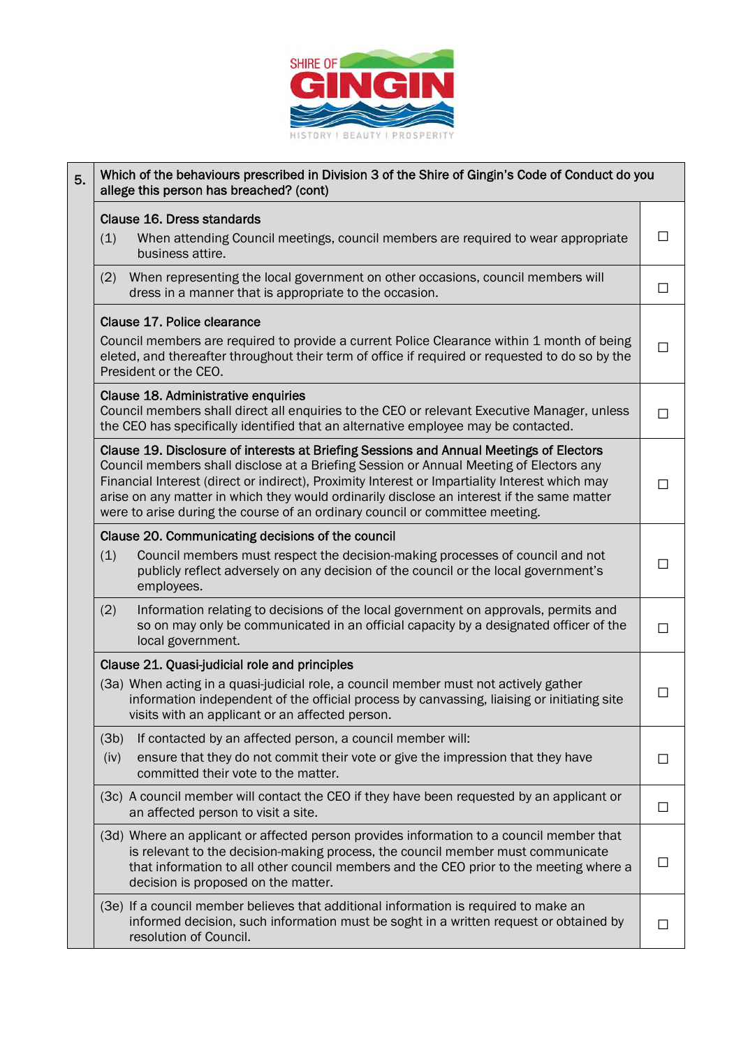| 5. | Which of the behaviours prescribed in Division 3 of the Shire of Gingin's Code of Conduct do you allege this person has breached? (cont) | |
|---|---|---|
| | **Clause 16. Dress standards**<br>(1) When attending Council meetings, council members are required to wear appropriate business attire. | ☐ |
| | (2) When representing the local government on other occasions, council members will dress in a manner that is appropriate to the occasion. | ☐ |
| | **Clause 17. Police clearance**<br>Council members are required to provide a current Police Clearance within 1 month of being eleted, and thereafter throughout their term of office if required or requested to do so by the President or the CEO. | ☐ |
| | **Clause 18. Administrative enquiries**<br>Council members shall direct all enquiries to the CEO or relevant Executive Manager, unless the CEO has specifically identified that an alternative employee may be contacted. | ☐ |
| | **Clause 19. Disclosure of interests at Briefing Sessions and Annual Meetings of Electors**<br>Council members shall disclose at a Briefing Session or Annual Meeting of Electors any Financial Interest (direct or indirect), Proximity Interest or Impartiality Interest which may arise on any matter in which they would ordinarily disclose an interest if the same matter were to arise during the course of an ordinary council or committee meeting. | ☐ |
| | **Clause 20. Communicating decisions of the council**<br>(1) Council members must respect the decision-making processes of council and not publicly reflect adversely on any decision of the council or the local government's employees. | ☐ |
| | (2) Information relating to decisions of the local government on approvals, permits and so on may only be communicated in an official capacity by a designated officer of the local government. | ☐ |
| | **Clause 21. Quasi-judicial role and principles**<br>(3a) When acting in a quasi-judicial role, a council member must not actively gather information independent of the official process by canvassing, liaising or initiating site visits with an applicant or an affected person. | ☐ |
| | (3b) If contacted by an affected person, a council member will:<br>(iv) ensure that they do not commit their vote or give the impression that they have committed their vote to the matter. | ☐ |
| | (3c) A council member will contact the CEO if they have been requested by an applicant or an affected person to visit a site. | ☐ |
| | (3d) Where an applicant or affected person provides information to a council member that is relevant to the decision-making process, the council member must communicate that information to all other council members and the CEO prior to the meeting where a decision is proposed on the matter. | ☐ |
| | (3e) If a council member believes that additional information is required to make an informed decision, such information must be sought in a written request or obtained by resolution of Council. | ☐ |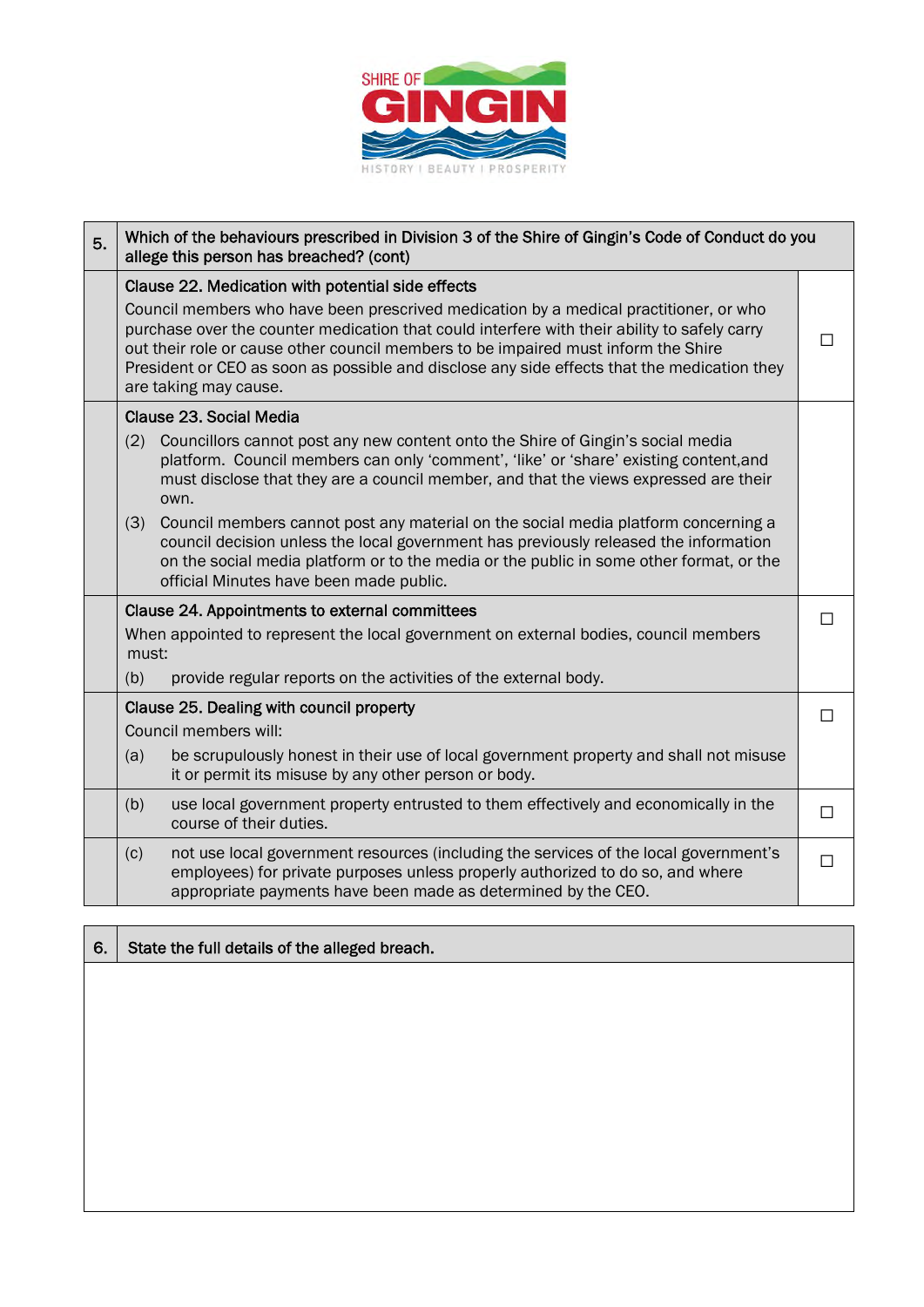| 5. | Which of the behaviours prescribed in Division 3 of the Shire of Gingin's Code of Conduct do you allege this person has breached? (cont) | |
|---|---|---|
| | **Clause 22. Medication with potential side effects**<br>Council members who have been prescrived medication by a medical practitioner, or who purchase over the counter medication that could interfere with their ability to safely carry out their role or cause other council members to be impaired must inform the Shire President or CEO as soon as possible and disclose any side effects that the medication they are taking may cause. | ☐ |
| | **Clause 23. Social Media**<br>(2) Councillors cannot post any new content onto the Shire of Gingin's social media platform. Council members can only 'comment', 'like' or 'share' existing content,and must disclose that they are a council member, and that the views expressed are their own.<br>(3) Council members cannot post any material on the social media platform concerning a council decision unless the local government has previously released the information on the social media platform or to the media or the public in some other format, or the official Minutes have been made public. | |
| | **Clause 24. Appointments to external committees**<br>When appointed to represent the local government on external bodies, council members must:<br>(b) provide regular reports on the activities of the external body. | ☐ |
| | **Clause 25. Dealing with council property**<br>Council members will:<br>(a) be scrupulously honest in their use of local government property and shall not misuse it or permit its misuse by any other person or body. | ☐ |
| | (b) use local government property entrusted to them effectively and economically in the course of their duties. | ☐ |
| | (c) not use local government resources (including the services of the local government's employees) for private purposes unless properly authorized to do so, and where appropriate payments have been made as determined by the CEO. | ☐ |

| 6. | State the full details of the alleged breach. |
|---|---|
| | |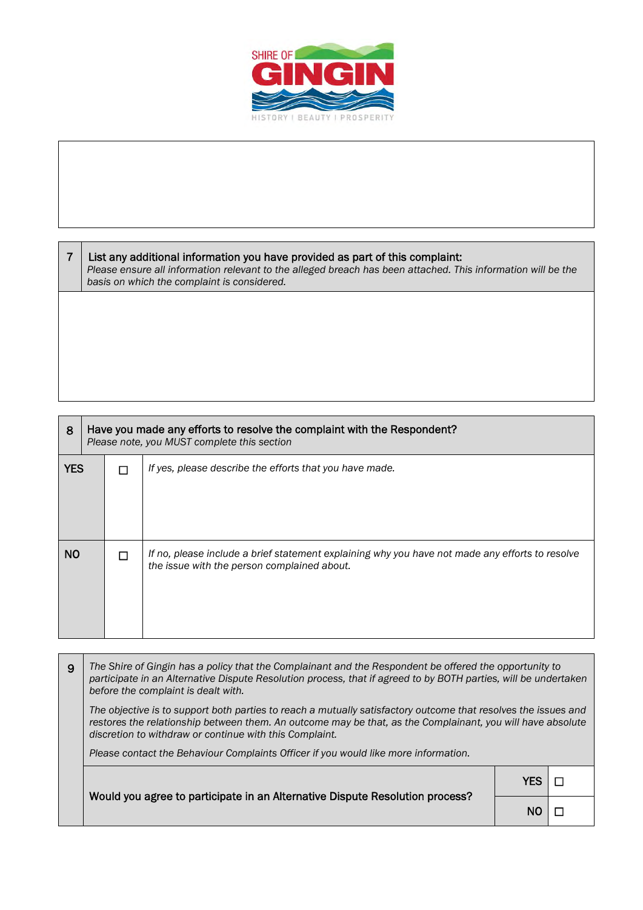| 7 | **List any additional information you have provided as part of this complaint:** *Please ensure all information relevant to the alleged breach has been attached. This information will be the basis on which the complaint is considered.* |
|---|---|
| | |

| 8 | **Have you made any efforts to resolve the complaint with the Respondent?** *Please note, you MUST complete this section* | |
|---|---|---|
| **YES** | ☐ | *If yes, please describe the efforts that you have made.* |
| **NO** | ☐ | *If no, please include a brief statement explaining why you have not made any efforts to resolve the issue with the person complained about.* |

| 9 | *The Shire of Gingin has a policy that the Complainant and the Respondent be offered the opportunity to participate in an Alternative Dispute Resolution process, that if agreed to by BOTH parties, will be undertaken before the complaint is dealt with.* *The objective is to support both parties to reach a mutually satisfactory outcome that resolves the issues and restores the relationship between them. An outcome may be that, as the Complainant, you will have absolute discretion to withdraw or continue with this Complaint.* *Please contact the Behaviour Complaints Officer if you would like more information.* | | |
|---|---|---|---|
| | **Would you agree to participate in an Alternative Dispute Resolution process?** | **YES** | ☐ |
| | | **NO** | ☐ |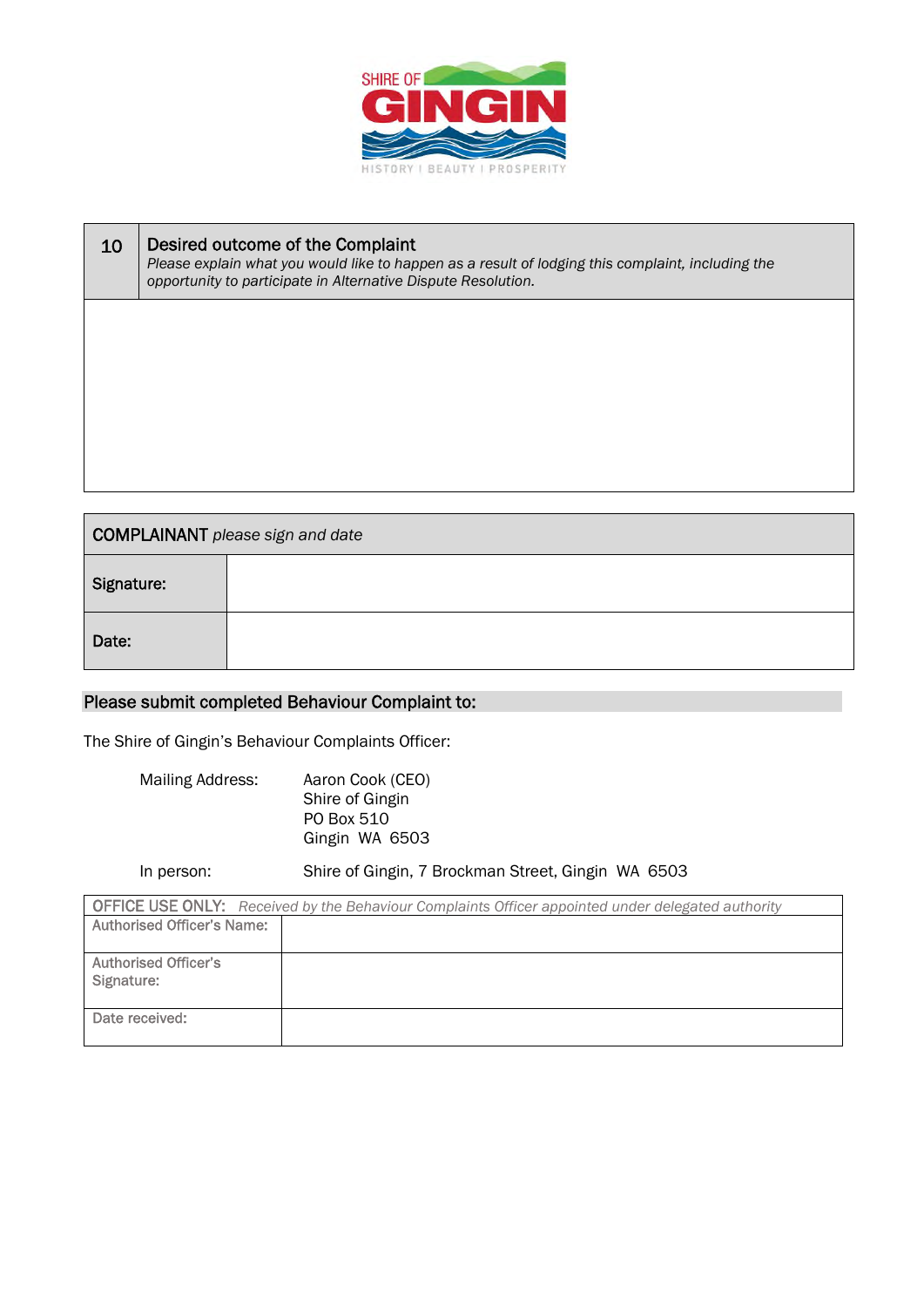| 10 | **Desired outcome of the Complaint**<br>*Please explain what you would like to happen as a result of lodging this complaint, including the opportunity to participate in Alternative Dispute Resolution.* |
|---|---|
| | |

| **COMPLAINANT** *please sign and date* | |
|---|---|
| **Signature:** | |
| **Date:** | |

## Please submit completed Behaviour Complaint to:

The Shire of Gingin's Behaviour Complaints Officer:

Mailing Address: Aaron Cook (CEO)
Shire of Gingin
PO Box 510
Gingin WA 6503

In person: Shire of Gingin, 7 Brockman Street, Gingin WA 6503

| OFFICE USE ONLY: *Received by the Behaviour Complaints Officer appointed under delegated authority* | |
|---|---|
| Authorised Officer's Name: | |
| Authorised Officer's Signature: | |
| Date received: | |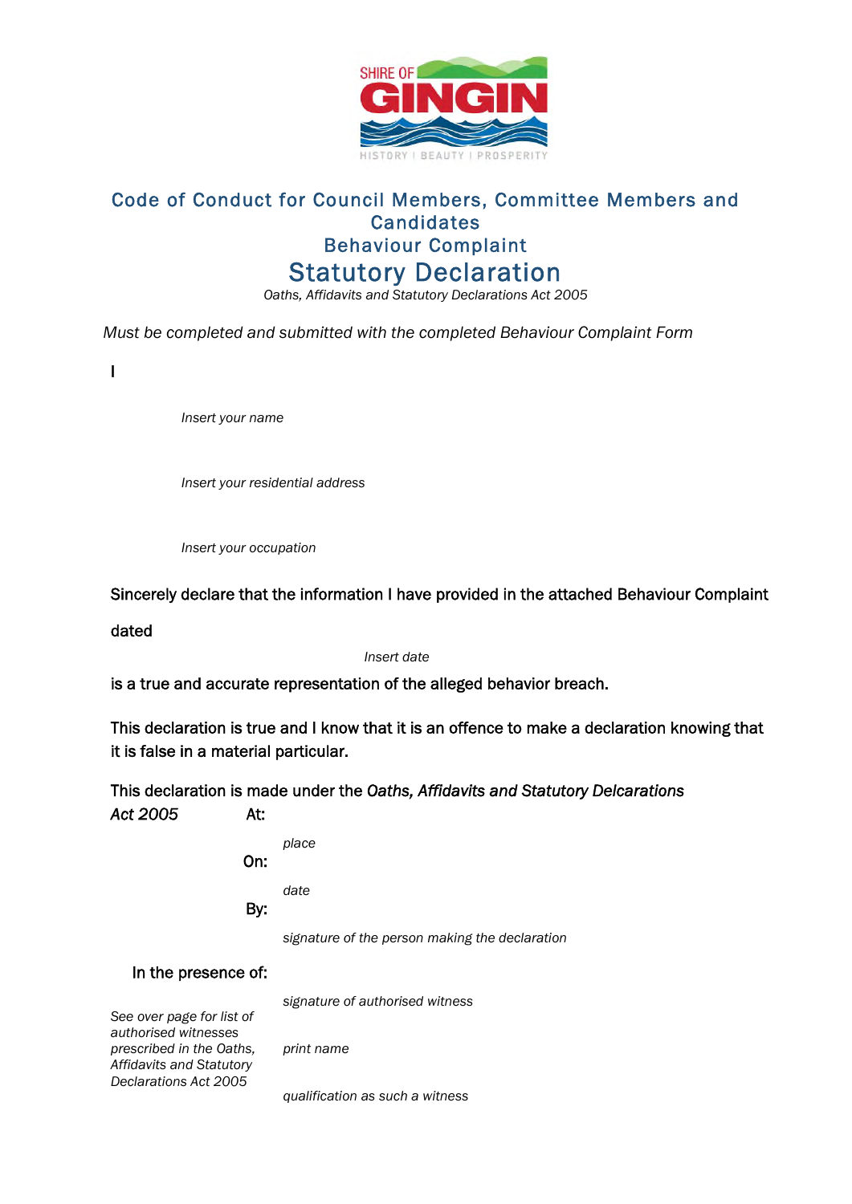SHIRE OF GINGIN

HISTORY | BEAUTY | PROSPERITY

## Code of Conduct for Council Members, Committee Members and Candidates

## Behaviour Complaint

# Statutory Declaration

*Oaths, Affidavits and Statutory Declarations Act 2005*

*Must be completed and submitted with the completed Behaviour Complaint Form*

I

*Insert your name*

*Insert your residential address*

*Insert your occupation*

Sincerely declare that the information I have provided in the attached Behaviour Complaint

dated

*Insert date*

is a true and accurate representation of the alleged behavior breach.

This declaration is true and I know that it is an offence to make a declaration knowing that it is false in a material particular.

This declaration is made under the *Oaths, Affidavits and Statutory Delcarations Act 2005*

At:

*place*

On:

*date*

By:

*signature of the person making the declaration*

In the presence of:

*signature of authorised witness*

*print name*

*qualification as such a witness*

*See over page for list of authorised witnesses prescribed in the Oaths, Affidavits and Statutory Declarations Act 2005*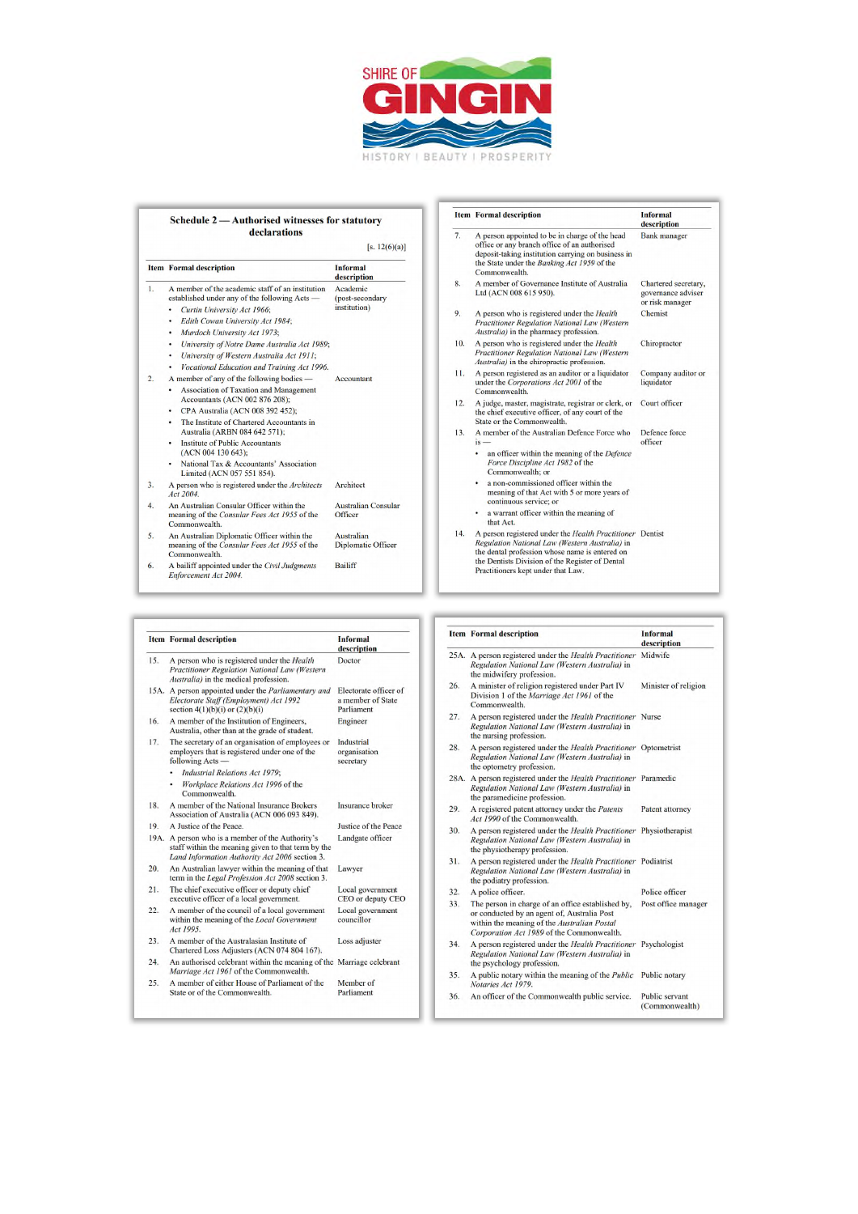SHIRE OF GINGIN

HISTORY | BEAUTY | PROSPERITY

## Schedule 2 — Authorised witnesses for statutory declarations

[s. 12(6)(a)]

| Item | Formal description | Informal description |
|---|---|---|
| 1. | A member of the academic staff of an institution established under any of the following Acts — • *Curtin University Act 1966*; • *Edith Cowan University Act 1984*; • *Murdoch University Act 1973*; • *University of Notre Dame Australia Act 1989*; • *University of Western Australia Act 1911*; • *Vocational Education and Training Act 1996*. | Academic (post-secondary institution) |
| 2. | A member of any of the following bodies — • Association of Taxation and Management Accountants (ACN 002 876 208); • CPA Australia (ACN 008 392 452); • The Institute of Chartered Accountants in Australia (ARBN 084 642 571); • Institute of Public Accountants (ACN 004 130 643); • National Tax & Accountants' Association Limited (ACN 057 551 854). | Accountant |
| 3. | A person who is registered under the *Architects Act 2004*. | Architect |
| 4. | An Australian Consular Officer within the meaning of the *Consular Fees Act 1955* of the Commonwealth. | Australian Consular Officer |
| 5. | An Australian Diplomatic Officer within the meaning of the *Consular Fees Act 1955* of the Commonwealth. | Australian Diplomatic Officer |
| 6. | A bailiff appointed under the *Civil Judgments Enforcement Act 2004*. | Bailiff |
| 7. | A person appointed to be in charge of the head office or any branch office of an authorised deposit-taking institution carrying on business in the State under the *Banking Act 1959* of the Commonwealth. | Bank manager |
| 8. | A member of Governance Institute of Australia Ltd (ACN 008 615 950). | Chartered secretary, governance adviser or risk manager |
| 9. | A person who is registered under the *Health Practitioner Regulation National Law (Western Australia)* in the pharmacy profession. | Chemist |
| 10. | A person who is registered under the *Health Practitioner Regulation National Law (Western Australia)* in the chiropractic profession. | Chiropractor |
| 11. | A person registered as an auditor or a liquidator under the *Corporations Act 2001* of the Commonwealth. | Company auditor or liquidator |
| 12. | A judge, master, magistrate, registrar or clerk, or the chief executive officer, of any court of the State or the Commonwealth. | Court officer |
| 13. | A member of the Australian Defence Force who is — • an officer within the meaning of the *Defence Force Discipline Act 1982* of the Commonwealth; or • a non-commissioned officer within the meaning of that Act with 5 or more years of continuous service; or • a warrant officer within the meaning of that Act. | Defence force officer |
| 14. | A person registered under the *Health Practitioner Regulation National Law (Western Australia)* in the dental profession whose name is entered on the Dentists Division of the Register of Dental Practitioners kept under that Law. | Dentist |
| 15. | A person who is registered under the *Health Practitioner Regulation National Law (Western Australia)* in the medical profession. | Doctor |
| 15A. | A person appointed under the *Parliamentary and Electorate Staff (Employment) Act 1992* section 4(1)(b)(i) or (2)(b)(i) | Electorate officer of a member of State Parliament |
| 16. | A member of the Institution of Engineers, Australia, other than at the grade of student. | Engineer |
| 17. | The secretary of an organisation of employees or employers that is registered under one of the following Acts — • *Industrial Relations Act 1979*; • *Workplace Relations Act 1996* of the Commonwealth. | Industrial organisation secretary |
| 18. | A member of the National Insurance Brokers Association of Australia (ACN 006 093 849). | Insurance broker |
| 19. | A Justice of the Peace. | Justice of the Peace |
| 19A. | A person who is a member of the Authority's staff within the meaning given to that term by the *Land Information Authority Act 2006* section 3. | Landgate officer |
| 20. | An Australian lawyer within the meaning of that term in the *Legal Profession Act 2008* section 3. | Lawyer |
| 21. | The chief executive officer or deputy chief executive officer of a local government. | Local government CEO or deputy CEO |
| 22. | A member of the council of a local government within the meaning of the *Local Government Act 1995*. | Local government councillor |
| 23. | A member of the Australasian Institute of Chartered Loss Adjusters (ACN 074 804 167). | Loss adjuster |
| 24. | An authorised celebrant within the meaning of the *Marriage Act 1961* of the Commonwealth. | Marriage celebrant |
| 25. | A member of either House of Parliament of the State or of the Commonwealth. | Member of Parliament |
| 25A. | A person registered under the *Health Practitioner Regulation National Law (Western Australia)* in the midwifery profession. | Midwife |
| 26. | A minister of religion registered under Part IV Division 1 of the *Marriage Act 1961* of the Commonwealth. | Minister of religion |
| 27. | A person registered under the *Health Practitioner Regulation National Law (Western Australia)* in the nursing profession. | Nurse |
| 28. | A person registered under the *Health Practitioner Regulation National Law (Western Australia)* in the optometry profession. | Optometrist |
| 28A. | A person registered under the *Health Practitioner Regulation National Law (Western Australia)* in the paramedicine profession. | Paramedic |
| 29. | A registered patent attorney under the *Patents Act 1990* of the Commonwealth. | Patent attorney |
| 30. | A person registered under the *Health Practitioner Regulation National Law (Western Australia)* in the physiotherapy profession. | Physiotherapist |
| 31. | A person registered under the *Health Practitioner Regulation National Law (Western Australia)* in the podiatry profession. | Podiatrist |
| 32. | A police officer. | Police officer |
| 33. | The person in charge of an office established by, or conducted by an agent of, Australia Post within the meaning of the *Australian Postal Corporation Act 1989* of the Commonwealth. | Post office manager |
| 34. | A person registered under the *Health Practitioner Regulation National Law (Western Australia)* in the psychology profession. | Psychologist |
| 35. | A public notary within the meaning of the *Public Notaries Act 1979*. | Public notary |
| 36. | An officer of the Commonwealth public service. | Public servant (Commonwealth) |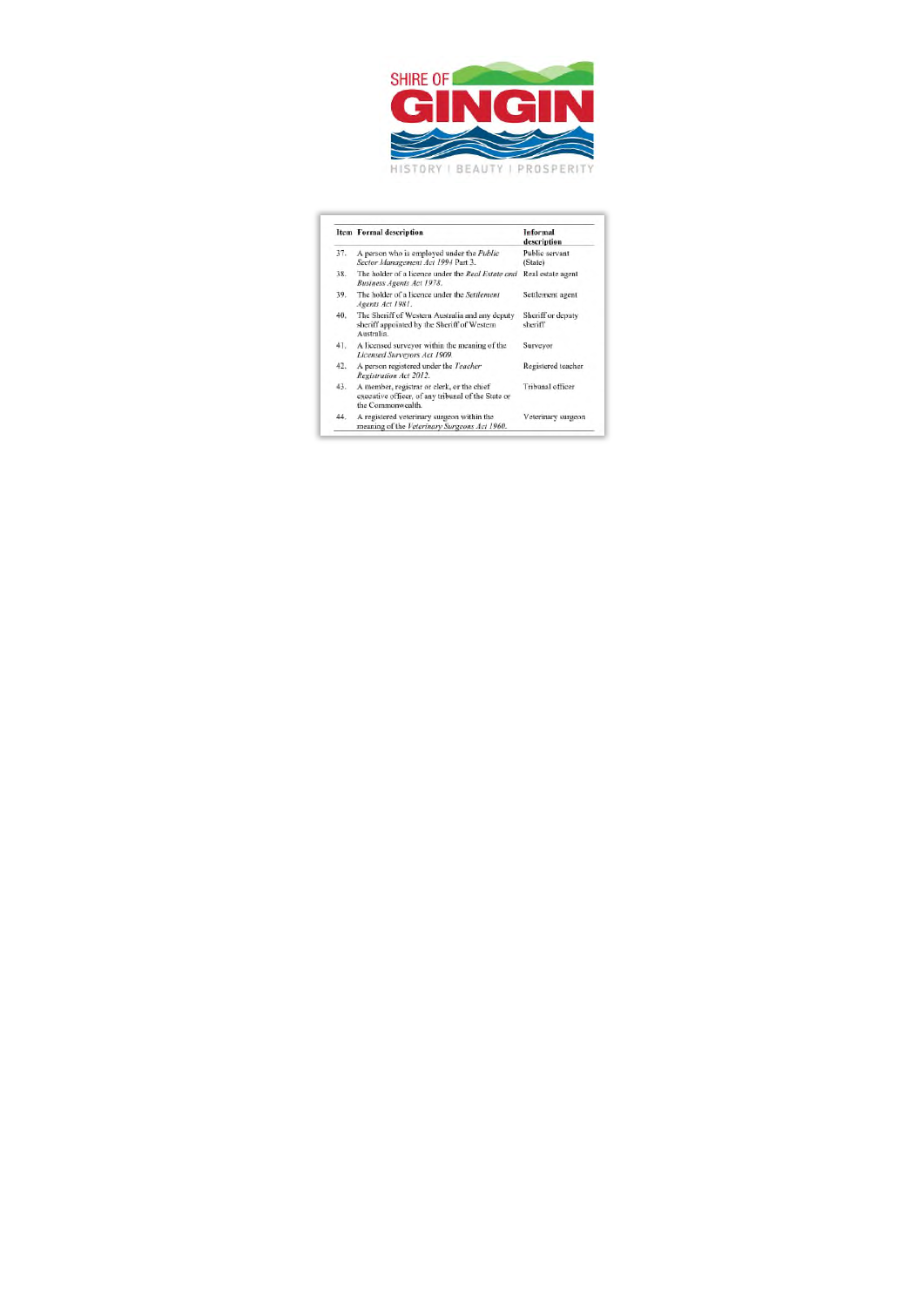| Item | Formal description | Informal description |
|---|---|---|
| 37. | A person who is employed under the *Public Sector Management Act 1994* Part 3. | Public servant (State) |
| 38. | The holder of a licence under the *Real Estate and Business Agents Act 1978*. | Real estate agent |
| 39. | The holder of a licence under the *Settlement Agents Act 1981*. | Settlement agent |
| 40. | The Sheriff of Western Australia and any deputy sheriff appointed by the Sheriff of Western Australia. | Sheriff or deputy sheriff |
| 41. | A licensed surveyor within the meaning of the *Licensed Surveyors Act 1909*. | Surveyor |
| 42. | A person registered under the *Teacher Registration Act 2012*. | Registered teacher |
| 43. | A member, registrar or clerk, or the chief executive officer, of any tribunal of the State or the Commonwealth. | Tribunal officer |
| 44. | A registered veterinary surgeon within the meaning of the *Veterinary Surgeons Act 1960*. | Veterinary surgeon |